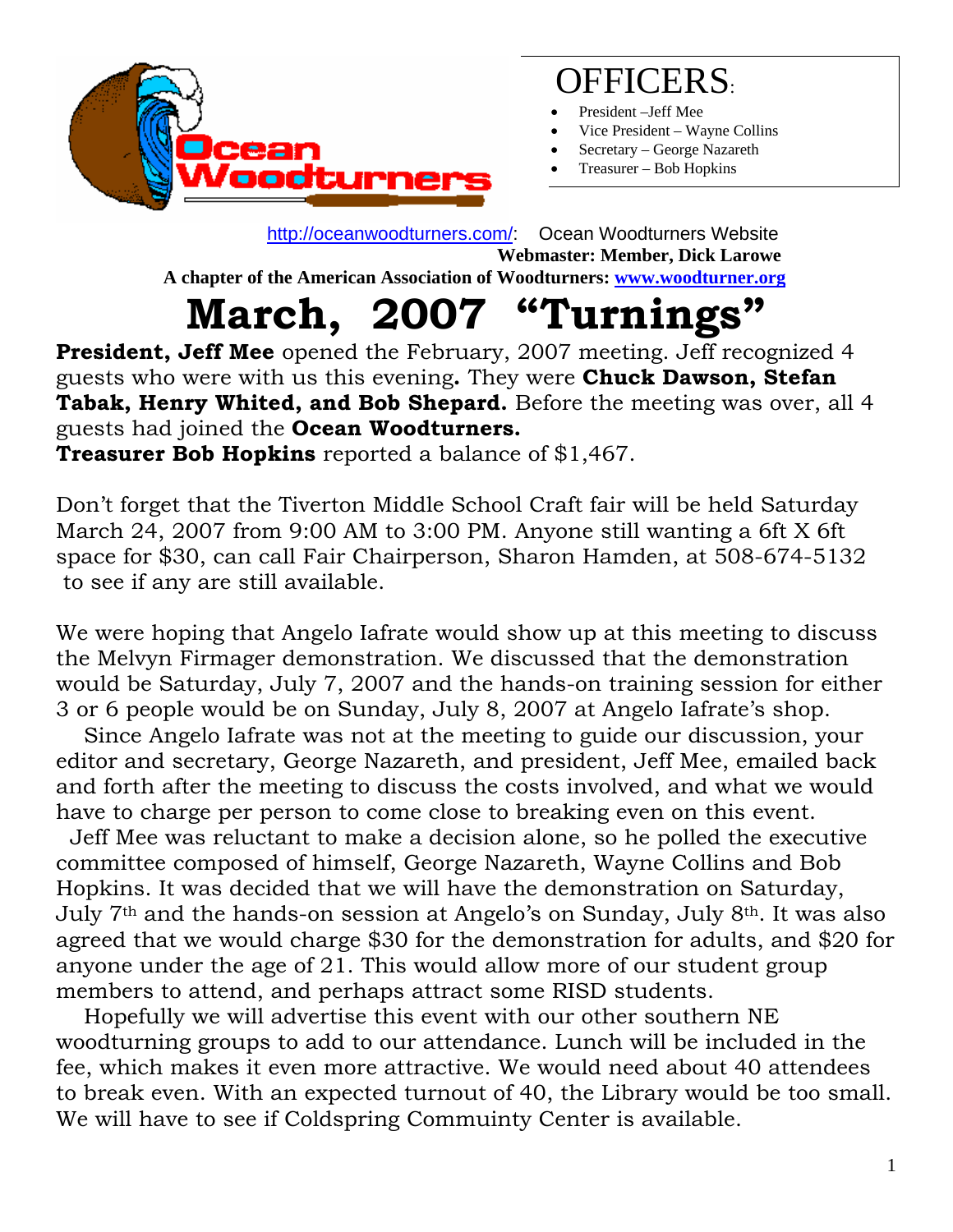## OFFICERS:

- President –Jeff Mee
- Vice President – Wayne Collins
- Secretary – George Nazareth
- Treasurer – Bob Hopkins

http://oceanwoodturners.com/: Ocean Woodturners Website

**Webmaster: Member, Dick Larowe**

**A chapter of the American Association of Woodturners: www.woodturner.org**

# March, 2007 "Turnings"

**President, Jeff Mee** opened the February, 2007 meeting. Jeff recognized 4 guests who were with us this evening**.** They were **Chuck Dawson, Stefan Tabak, Henry Whited, and Bob Shepard.** Before the meeting was over, all 4 guests had joined the **Ocean Woodturners.**

**Treasurer Bob Hopkins** reported a balance of $1,467.

Don't forget that the Tiverton Middle School Craft fair will be held Saturday March 24, 2007 from 9:00 AM to 3:00 PM. Anyone still wanting a 6ft X 6ft space for $30, can call Fair Chairperson, Sharon Hamden, at 508-674-5132 to see if any are still available.

We were hoping that Angelo Iafrate would show up at this meeting to discuss the Melvyn Firmager demonstration. We discussed that the demonstration would be Saturday, July 7, 2007 and the hands-on training session for either 3 or 6 people would be on Sunday, July 8, 2007 at Angelo Iafrate's shop.

Since Angelo Iafrate was not at the meeting to guide our discussion, your editor and secretary, George Nazareth, and president, Jeff Mee, emailed back and forth after the meeting to discuss the costs involved, and what we would have to charge per person to come close to breaking even on this event.

Jeff Mee was reluctant to make a decision alone, so he polled the executive committee composed of himself, George Nazareth, Wayne Collins and Bob Hopkins. It was decided that we will have the demonstration on Saturday, July 7th and the hands-on session at Angelo's on Sunday, July 8th. It was also agreed that we would charge $30 for the demonstration for adults, and $20 for anyone under the age of 21. This would allow more of our student group members to attend, and perhaps attract some RISD students.

Hopefully we will advertise this event with our other southern NE woodturning groups to add to our attendance. Lunch will be included in the fee, which makes it even more attractive. We would need about 40 attendees to break even. With an expected turnout of 40, the Library would be too small. We will have to see if Coldspring Community Center is available.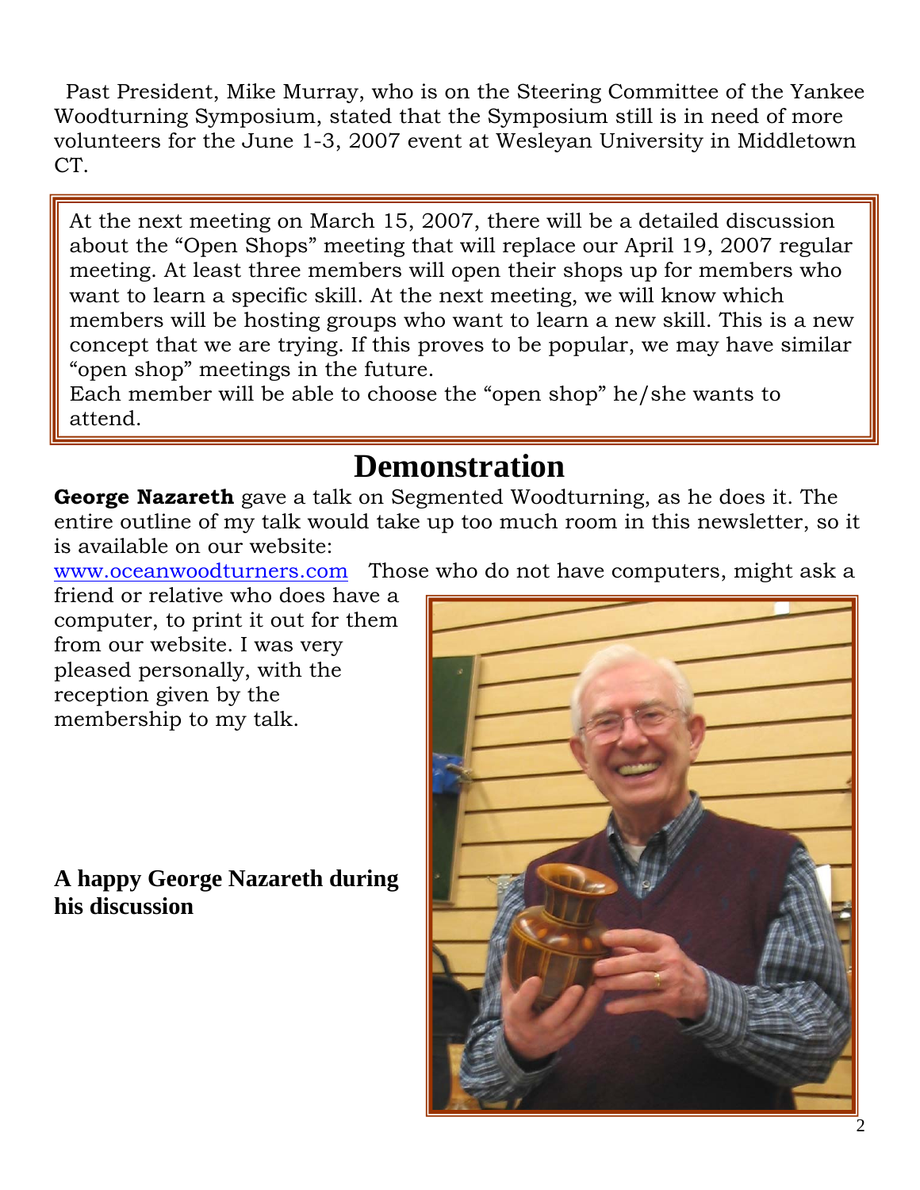Past President, Mike Murray, who is on the Steering Committee of the Yankee Woodturning Symposium, stated that the Symposium still is in need of more volunteers for the June 1-3, 2007 event at Wesleyan University in Middletown CT.

At the next meeting on March 15, 2007, there will be a detailed discussion about the "Open Shops" meeting that will replace our April 19, 2007 regular meeting. At least three members will open their shops up for members who want to learn a specific skill. At the next meeting, we will know which members will be hosting groups who want to learn a new skill. This is a new concept that we are trying. If this proves to be popular, we may have similar "open shop" meetings in the future.
Each member will be able to choose the "open shop" he/she wants to attend.

# Demonstration

**George Nazareth** gave a talk on Segmented Woodturning, as he does it. The entire outline of my talk would take up too much room in this newsletter, so it is available on our website: www.oceanwoodturners.com Those who do not have computers, might ask a friend or relative who does have a computer, to print it out for them from our website. I was very pleased personally, with the reception given by the membership to my talk.

**A happy George Nazareth during his discussion**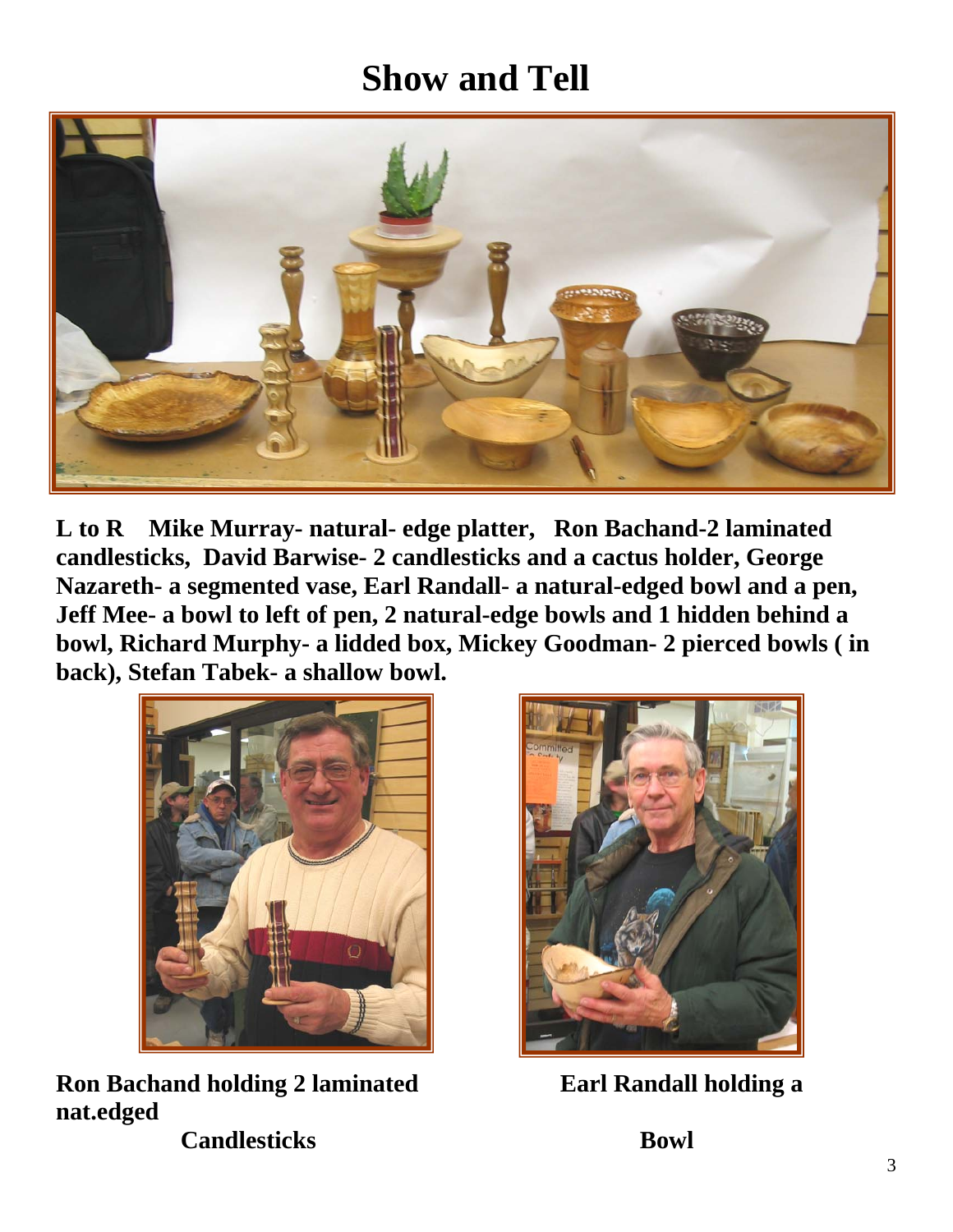# Show and Tell

**L to R  Mike Murray- natural- edge platter,  Ron Bachand-2 laminated candlesticks, David Barwise- 2 candlesticks and a cactus holder, George Nazareth- a segmented vase, Earl Randall- a natural-edged bowl and a pen, Jeff Mee- a bowl to left of pen, 2 natural-edge bowls and 1 hidden behind a bowl, Richard Murphy- a lidded box, Mickey Goodman- 2 pierced bowls ( in back), Stefan Tabek- a shallow bowl.**

**Ron Bachand holding 2 laminated Candlesticks**

**Earl Randall holding a nat.edged Bowl**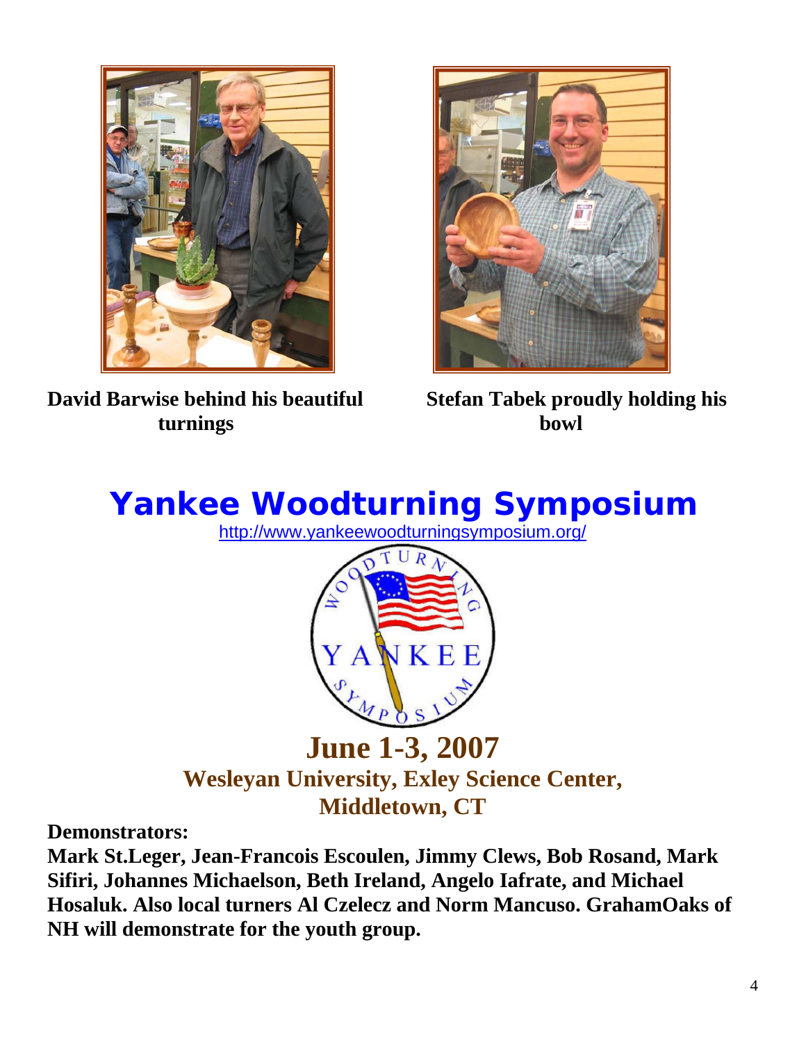**David Barwise behind his beautiful turnings**

**Stefan Tabek proudly holding his bowl**

# Yankee Woodturning Symposium

http://www.yankeewoodturningsymposium.org/

## June 1-3, 2007

### Wesleyan University, Exley Science Center, Middletown, CT

**Demonstrators:**

**Mark St.Leger, Jean-Francois Escoulen, Jimmy Clews, Bob Rosand, Mark Sifiri, Johannes Michaelson, Beth Ireland, Angelo Iafrate, and Michael Hosaluk. Also local turners Al Czelecz and Norm Mancuso. GrahamOaks of NH will demonstrate for the youth group.**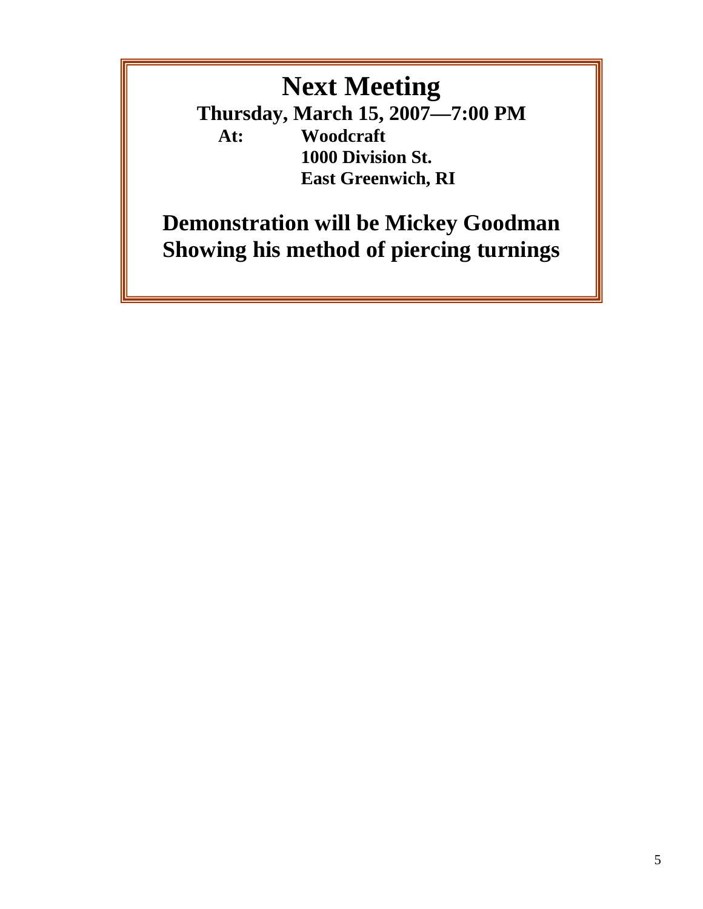# Next Meeting

**Thursday, March 15, 2007—7:00 PM**

**At: Woodcraft**
**1000 Division St.**
**East Greenwich, RI**

**Demonstration will be Mickey Goodman**
**Showing his method of piercing turnings**